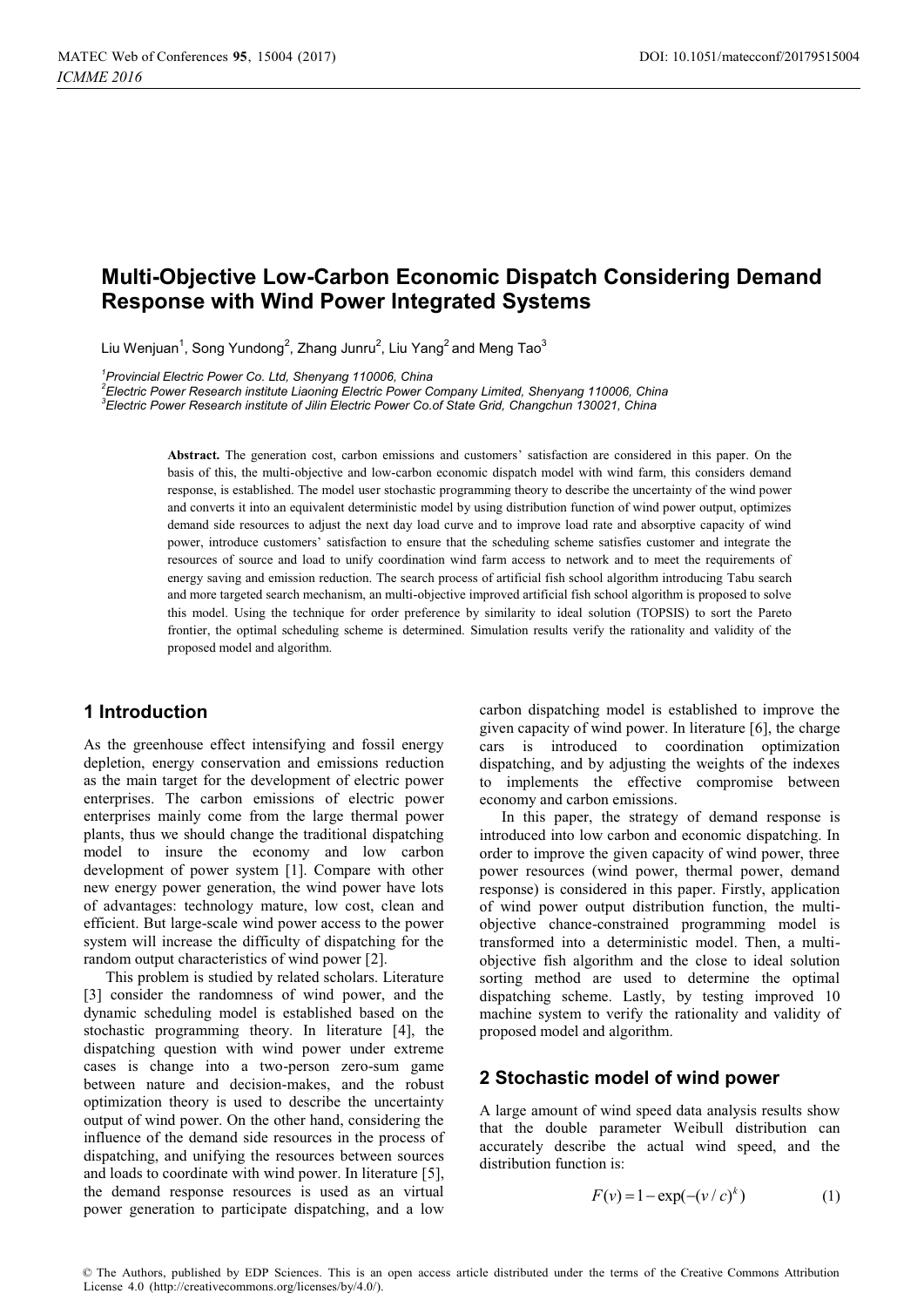# Multi-Objective Low-Carbon Economic Dispatch Considering Demand Response with Wind Power Integrated Systems

Liu Wenjuan[1], Song Yundong[2], Zhang Junru[2], Liu Yang[2] and Meng Tao[3]

[1]*Provincial Electric Power Co. Ltd, Shenyang 110006, China*
[2]*Electric Power Research institute Liaoning Electric Power Company Limited, Shenyang 110006, China*
[3]*Electric Power Research institute of Jilin Electric Power Co.of State Grid, Changchun 130021, China*

**Abstract.** The generation cost, carbon emissions and customers' satisfaction are considered in this paper. On the basis of this, the multi-objective and low-carbon economic dispatch model with wind farm, this considers demand response, is established. The model user stochastic programming theory to describe the uncertainty of the wind power and converts it into an equivalent deterministic model by using distribution function of wind power output, optimizes demand side resources to adjust the next day load curve and to improve load rate and absorptive capacity of wind power, introduce customers' satisfaction to ensure that the scheduling scheme satisfies customer and integrate the resources of source and load to unify coordination wind farm access to network and to meet the requirements of energy saving and emission reduction. The search process of artificial fish school algorithm introducing Tabu search and more targeted search mechanism, an multi-objective improved artificial fish school algorithm is proposed to solve this model. Using the technique for order preference by similarity to ideal solution (TOPSIS) to sort the Pareto frontier, the optimal scheduling scheme is determined. Simulation results verify the rationality and validity of the proposed model and algorithm.

## 1 Introduction

As the greenhouse effect intensifying and fossil energy depletion, energy conservation and emissions reduction as the main target for the development of electric power enterprises. The carbon emissions of electric power enterprises mainly come from the large thermal power plants, thus we should change the traditional dispatching model to insure the economy and low carbon development of power system [1]. Compare with other new energy power generation, the wind power have lots of advantages: technology mature, low cost, clean and efficient. But large-scale wind power access to the power system will increase the difficulty of dispatching for the random output characteristics of wind power [2].

This problem is studied by related scholars. Literature [3] consider the randomness of wind power, and the dynamic scheduling model is established based on the stochastic programming theory. In literature [4], the dispatching question with wind power under extreme cases is change into a two-person zero-sum game between nature and decision-makes, and the robust optimization theory is used to describe the uncertainty output of wind power. On the other hand, considering the influence of the demand side resources in the process of dispatching, and unifying the resources between sources and loads to coordinate with wind power. In literature [5], the demand response resources is used as an virtual power generation to participate dispatching, and a low carbon dispatching model is established to improve the given capacity of wind power. In literature [6], the charge cars is introduced to coordination optimization dispatching, and by adjusting the weights of the indexes to implements the effective compromise between economy and carbon emissions.

In this paper, the strategy of demand response is introduced into low carbon and economic dispatching. In order to improve the given capacity of wind power, three power resources (wind power, thermal power, demand response) is considered in this paper. Firstly, application of wind power output distribution function, the multi-objective chance-constrained programming model is transformed into a deterministic model. Then, a multi-objective fish algorithm and the close to ideal solution sorting method are used to determine the optimal dispatching scheme. Lastly, by testing improved 10 machine system to verify the rationality and validity of proposed model and algorithm.

## 2 Stochastic model of wind power

A large amount of wind speed data analysis results show that the double parameter Weibull distribution can accurately describe the actual wind speed, and the distribution function is:

$$F(v) = 1 - \exp(-(v/c)^k) \tag{1}$$

© The Authors, published by EDP Sciences. This is an open access article distributed under the terms of the Creative Commons Attribution License 4.0 (http://creativecommons.org/licenses/by/4.0/).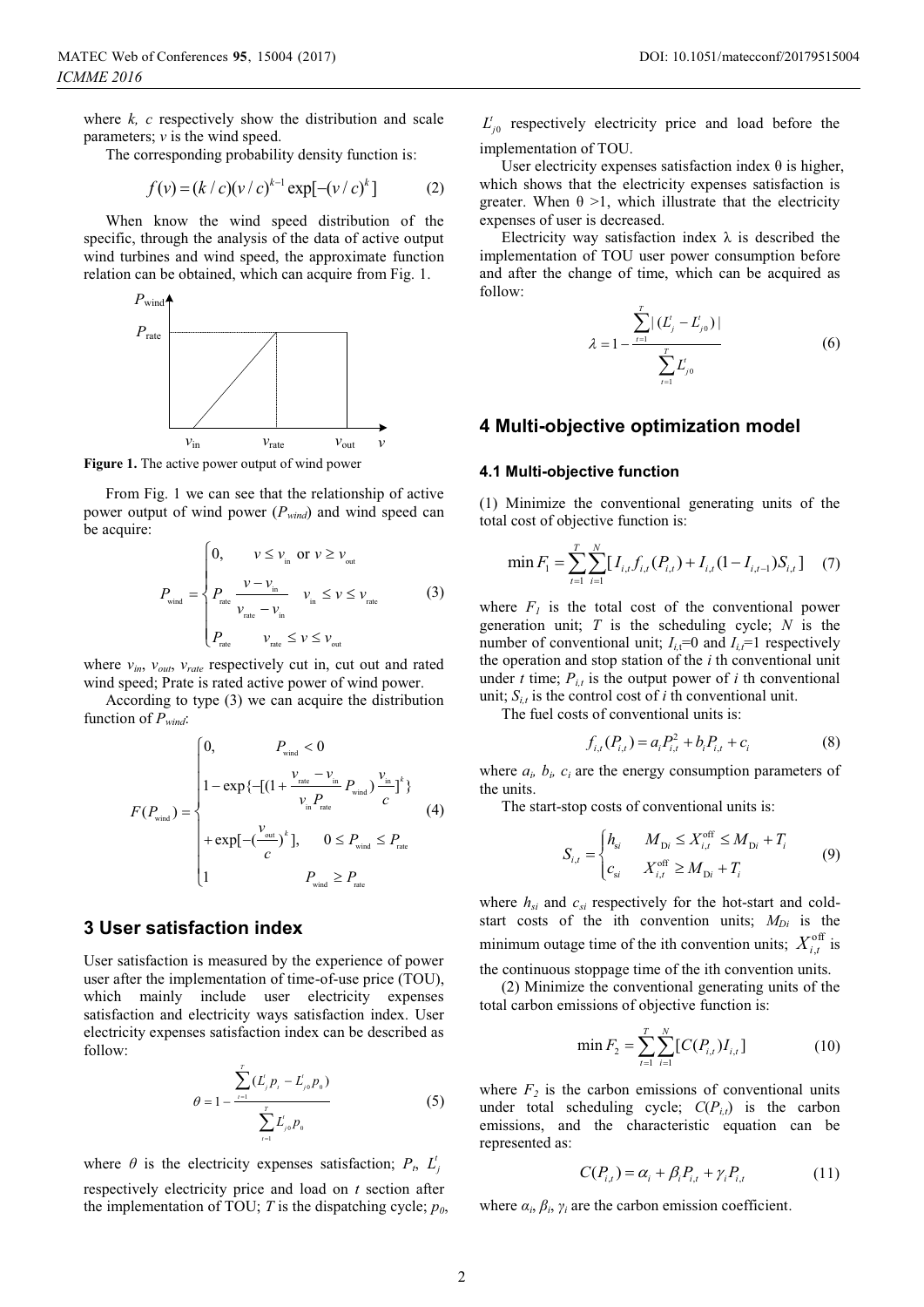where *k, c* respectively show the distribution and scale parameters; *v* is the wind speed.

The corresponding probability density function is:

$$f(v) = (k/c)(v/c)^{k-1}\exp[-(v/c)^k] \tag{2}$$

When know the wind speed distribution of the specific, through the analysis of the data of active output wind turbines and wind speed, the approximate function relation can be obtained, which can acquire from Fig. 1.

**Figure 1.** The active power output of wind power

From Fig. 1 we can see that the relationship of active power output of wind power ($P_{wind}$) and wind speed can be acquire:

$$P_{\text{wind}} = \begin{cases} 0, & v \le v_{\text{in}} \text{ or } v \ge v_{\text{out}} \\ P_{\text{rate}} \dfrac{v - v_{\text{in}}}{v_{\text{rate}} - v_{\text{in}}} & v_{\text{in}} \le v \le v_{\text{rate}} \\ P_{\text{rate}} & v_{\text{rate}} \le v \le v_{\text{out}} \end{cases} \tag{3}$$

where $v_{in}$, $v_{out}$, $v_{rate}$ respectively cut in, cut out and rated wind speed; Prate is rated active power of wind power.

According to type (3) we can acquire the distribution function of $P_{wind}$:

$$F(P_{\text{wind}}) = \begin{cases} 0, & P_{\text{wind}} < 0 \\ 1 - \exp\{-[(1 + \frac{v_{\text{rate}} - v_{\text{in}}}{v_{\text{in}} P_{\text{rate}}} P_{\text{wind}}) \frac{v_{\text{in}}}{c}]^k\} & \\ + \exp[-(\frac{v_{\text{out}}}{c})^k], & 0 \le P_{\text{wind}} \le P_{\text{rate}} \\ 1 & P_{\text{wind}} \ge P_{\text{rate}} \end{cases} \tag{4}$$

## 3 User satisfaction index

User satisfaction is measured by the experience of power user after the implementation of time-of-use price (TOU), which mainly include user electricity expenses satisfaction and electricity ways satisfaction index. User electricity expenses satisfaction index can be described as follow:

$$\theta = 1 - \frac{\sum_{t=1}^{T} (L_j^t p_t - L_{j0}^t p_0)}{\sum_{t=1}^{T} L_{j0}^t p_0} \tag{5}$$

where $\theta$ is the electricity expenses satisfaction; $P_t$, $L_j^t$ respectively electricity price and load on *t* section after the implementation of TOU; *T* is the dispatching cycle; $p_0$, $L_{j0}^t$ respectively electricity price and load before the implementation of TOU.

User electricity expenses satisfaction index θ is higher, which shows that the electricity expenses satisfaction is greater. When θ >1, which illustrate that the electricity expenses of user is decreased.

Electricity way satisfaction index λ is described the implementation of TOU user power consumption before and after the change of time, which can be acquired as follow:

$$\lambda = 1 - \frac{\sum_{t=1}^{T} |(L_j^t - L_{j0}^t)|}{\sum_{t=1}^{T} L_{j0}^t} \tag{6}$$

## 4 Multi-objective optimization model

### 4.1 Multi-objective function

(1) Minimize the conventional generating units of the total cost of objective function is:

$$\min F_1 = \sum_{t=1}^{T}\sum_{i=1}^{N} [I_{i,t} f_{i,t}(P_{i,t}) + I_{i,t}(1 - I_{i,t-1}) S_{i,t}] \tag{7}$$

where $F_1$ is the total cost of the conventional power generation unit; *T* is the scheduling cycle; *N* is the number of conventional unit; $I_{i,t}$=0 and $I_{i,t}$=1 respectively the operation and stop station of the *i* th conventional unit under *t* time; $P_{i,t}$ is the output power of *i* th conventional unit; $S_{i,t}$ is the control cost of *i* th conventional unit.

The fuel costs of conventional units is:

$$f_{i,t}(P_{i,t}) = a_i P_{i,t}^2 + b_i P_{i,t} + c_i \tag{8}$$

where $a_i$, $b_i$, $c_i$ are the energy consumption parameters of the units.

The start-stop costs of conventional units is:

$$S_{i,t} = \begin{cases} h_{si} & M_{\text{D}i} \le X_{i,t}^{\text{off}} \le M_{\text{D}i} + T_i \\ c_{si} & X_{i,t}^{\text{off}} \ge M_{\text{D}i} + T_i \end{cases} \tag{9}$$

where $h_{si}$ and $c_{si}$ respectively for the hot-start and cold-start costs of the ith convention units; $M_{Di}$ is the minimum outage time of the ith convention units; $X_{i,t}^{\text{off}}$ is the continuous stoppage time of the ith convention units.

(2) Minimize the conventional generating units of the total carbon emissions of objective function is:

$$\min F_2 = \sum_{t=1}^{T}\sum_{i=1}^{N} [C(P_{i,t}) I_{i,t}] \tag{10}$$

where $F_2$ is the carbon emissions of conventional units under total scheduling cycle; $C(P_{i,t})$ is the carbon emissions, and the characteristic equation can be represented as:

$$C(P_{i,t}) = \alpha_i + \beta_i P_{i,t} + \gamma_i P_{i,t} \tag{11}$$

where $\alpha_i$, $\beta_i$, $\gamma_i$ are the carbon emission coefficient.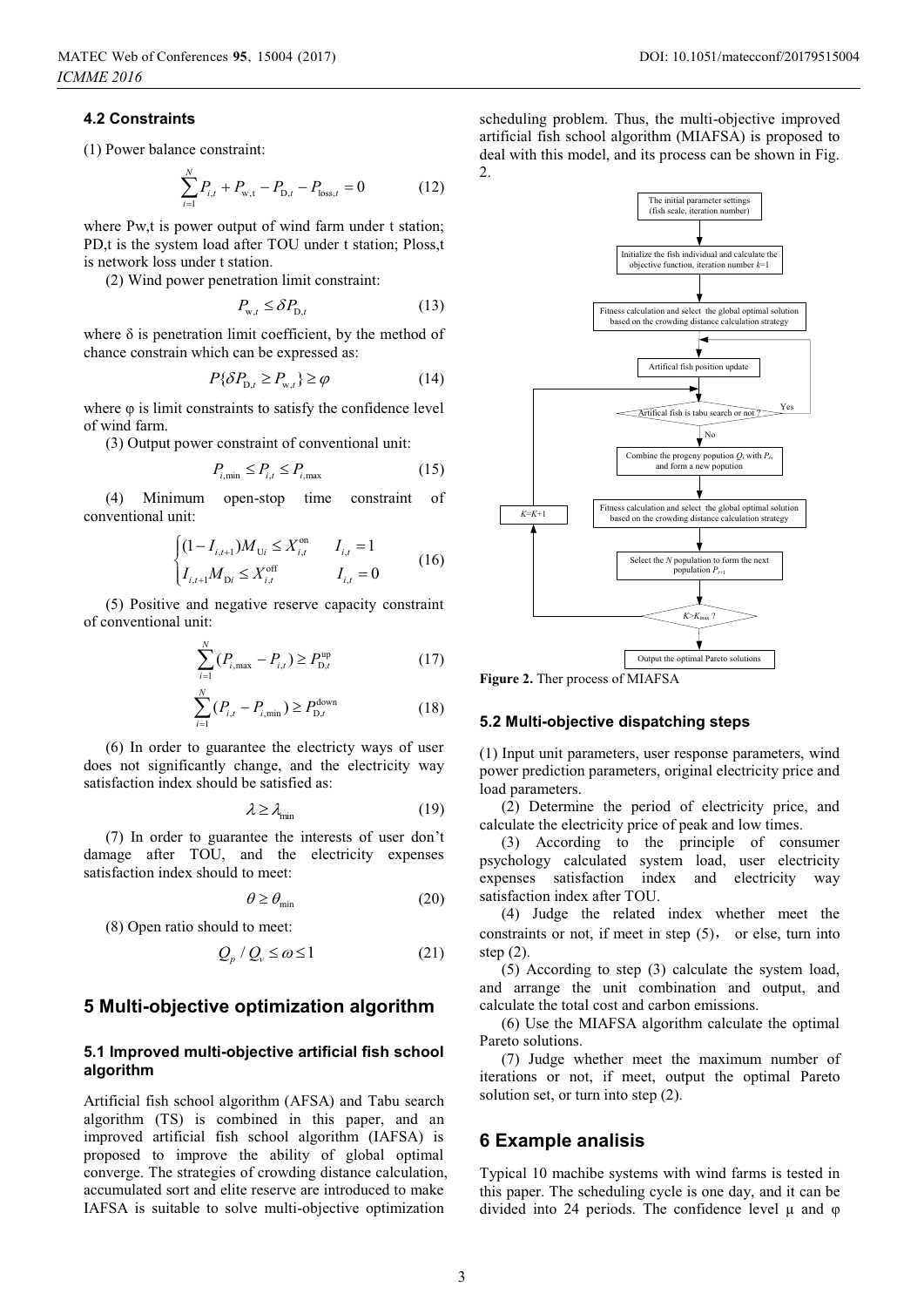### 4.2 Constraints

(1) Power balance constraint:

$$\sum_{i=1}^{N} P_{i,t} + P_{\mathrm{w},t} - P_{\mathrm{D},t} - P_{\mathrm{loss},t} = 0 \tag{12}$$

where Pw,t is power output of wind farm under t station; PD,t is the system load after TOU under t station; Ploss,t is network loss under t station.

(2) Wind power penetration limit constraint:

$$P_{\mathrm{w},t} \le \delta P_{\mathrm{D},t} \tag{13}$$

where δ is penetration limit coefficient, by the method of chance constrain which can be expressed as:

$$P\{\delta P_{\mathrm{D},t} \ge P_{\mathrm{w},t}\} \ge \varphi \tag{14}$$

where φ is limit constraints to satisfy the confidence level of wind farm.

(3) Output power constraint of conventional unit:

$$P_{i,\min} \le P_{i,t} \le P_{i,\max} \tag{15}$$

(4) Minimum open-stop time constraint of conventional unit:

$$\begin{cases} (1 - I_{i,t+1}) M_{\mathrm{U}i} \le X_{i,t}^{\mathrm{on}} & I_{i,t} = 1 \\ I_{i,t+1} M_{\mathrm{D}i} \le X_{i,t}^{\mathrm{off}} & I_{i,t} = 0 \end{cases} \tag{16}$$

(5) Positive and negative reserve capacity constraint of conventional unit:

$$\sum_{i=1}^{N} (P_{i,\max} - P_{i,t}) \ge P_{\mathrm{D},t}^{\mathrm{up}} \tag{17}$$

$$\sum_{i=1}^{N} (P_{i,t} - P_{i,\min}) \ge P_{\mathrm{D},t}^{\mathrm{down}} \tag{18}$$

(6) In order to guarantee the electricty ways of user does not significantly change, and the electricity way satisfaction index should be satisfied as:

$$\lambda \ge \lambda_{\min} \tag{19}$$

(7) In order to guarantee the interests of user don't damage after TOU, and the electricity expenses satisfaction index should to meet:

$$\theta \ge \theta_{\min} \tag{20}$$

(8) Open ratio should to meet:

$$Q_p / Q_v \le \omega \le 1 \tag{21}$$

## 5 Multi-objective optimization algorithm

### 5.1 Improved multi-objective artificial fish school algorithm

Artificial fish school algorithm (AFSA) and Tabu search algorithm (TS) is combined in this paper, and an improved artificial fish school algorithm (IAFSA) is proposed to improve the ability of global optimal converge. The strategies of crowding distance calculation, accumulated sort and elite reserve are introduced to make IAFSA is suitable to solve multi-objective optimization scheduling problem. Thus, the multi-objective improved artificial fish school algorithm (MIAFSA) is proposed to deal with this model, and its process can be shown in Fig. 2.

The initial parameter settings (fish scale, iteration number) → Initialize the fish individual and calculate the objective function, iteration number $k$=1 → Fitness calculation and select the global optimal solution based on the crowding distance calculation strategy → Artifical fish position update → Artifical fish is tabu search or not? (Yes: back to position update; No:) → Combine the progeny popution $Q_t$ with $P_t$, and form a new popution → Fitness calculation and select the global optimal solution based on the crowding distance calculation strategy → Select the $N$ population to form the next population $P_{t+1}$ → $K$>$K_{\max}$? (No: $K$=$K$+1, back to position update) → Output the optimal Pareto solutions

**Figure 2.** Ther process of MIAFSA

### 5.2 Multi-objective dispatching steps

(1) Input unit parameters, user response parameters, wind power prediction parameters, original electricity price and load parameters.

(2) Determine the period of electricity price, and calculate the electricity price of peak and low times.

(3) According to the principle of consumer psychology calculated system load, user electricity expenses satisfaction index and electricity way satisfaction index after TOU.

(4) Judge the related index whether meet the constraints or not, if meet in step (5)， or else, turn into step (2).

(5) According to step (3) calculate the system load, and arrange the unit combination and output, and calculate the total cost and carbon emissions.

(6) Use the MIAFSA algorithm calculate the optimal Pareto solutions.

(7) Judge whether meet the maximum number of iterations or not, if meet, output the optimal Pareto solution set, or turn into step (2).

## 6 Example analisis

Typical 10 machibe systems with wind farms is tested in this paper. The scheduling cycle is one day, and it can be divided into 24 periods. The confidence level μ and φ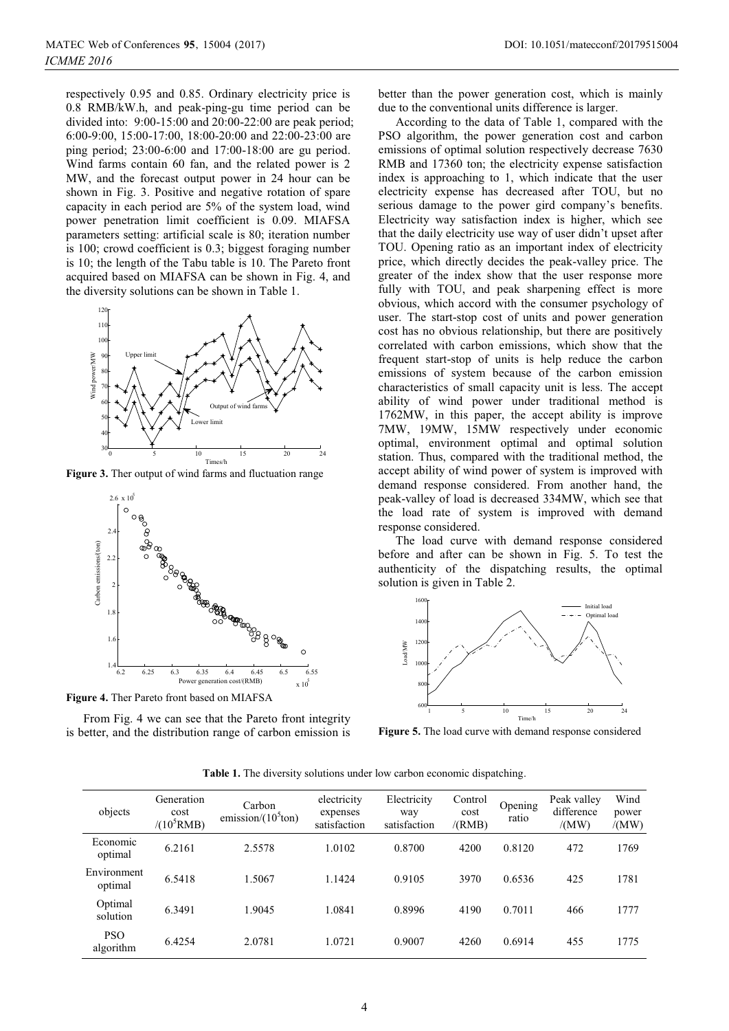respectively 0.95 and 0.85. Ordinary electricity price is 0.8 RMB/kW.h, and peak-ping-gu time period can be divided into: 9:00-15:00 and 20:00-22:00 are peak period; 6:00-9:00, 15:00-17:00, 18:00-20:00 and 22:00-23:00 are ping period; 23:00-6:00 and 17:00-18:00 are gu period. Wind farms contain 60 fan, and the related power is 2 MW, and the forecast output power in 24 hour can be shown in Fig. 3. Positive and negative rotation of spare capacity in each period are 5% of the system load, wind power penetration limit coefficient is 0.09. MIAFSA parameters setting: artificial scale is 80; iteration number is 100; crowd coefficient is 0.3; biggest foraging number is 10; the length of the Tabu table is 10. The Pareto front acquired based on MIAFSA can be shown in Fig. 4, and the diversity solutions can be shown in Table 1.

**Figure 3.** Ther output of wind farms and fluctuation range

**Figure 4.** Ther Pareto front based on MIAFSA

From Fig. 4 we can see that the Pareto front integrity is better, and the distribution range of carbon emission is better than the power generation cost, which is mainly due to the conventional units difference is larger.

According to the data of Table 1, compared with the PSO algorithm, the power generation cost and carbon emissions of optimal solution respectively decrease 7630 RMB and 17360 ton; the electricity expense satisfaction index is approaching to 1, which indicate that the user electricity expense has decreased after TOU, but no serious damage to the power gird company's benefits. Electricity way satisfaction index is higher, which see that the daily electricity use way of user didn't upset after TOU. Opening ratio as an important index of electricity price, which directly decides the peak-valley price. The greater of the index show that the user response more fully with TOU, and peak sharpening effect is more obvious, which accord with the consumer psychology of user. The start-stop cost of units and power generation cost has no obvious relationship, but there are positively correlated with carbon emissions, which show that the frequent start-stop of units is help reduce the carbon emissions of system because of the carbon emission characteristics of small capacity unit is less. The accept ability of wind power under traditional method is 1762MW, in this paper, the accept ability is improve 7MW, 19MW, 15MW respectively under economic optimal, environment optimal and optimal solution station. Thus, compared with the traditional method, the accept ability of wind power of system is improved with demand response considered. From another hand, the peak-valley of load is decreased 334MW, which see that the load rate of system is improved with demand response considered.

The load curve with demand response considered before and after can be shown in Fig. 5. To test the authenticity of the dispatching results, the optimal solution is given in Table 2.

**Figure 5.** The load curve with demand response considered

**Table 1.** The diversity solutions under low carbon economic dispatching.

| objects | Generation cost /($10^5$RMB) | Carbon emission/($10^5$ton) | electricity expenses satisfaction | Electricity way satisfaction | Control cost /(RMB) | Opening ratio | Peak valley difference /(MW) | Wind power /(MW) |
|---|---|---|---|---|---|---|---|---|
| Economic optimal | 6.2161 | 2.5578 | 1.0102 | 0.8700 | 4200 | 0.8120 | 472 | 1769 |
| Environment optimal | 6.5418 | 1.5067 | 1.1424 | 0.9105 | 3970 | 0.6536 | 425 | 1781 |
| Optimal solution | 6.3491 | 1.9045 | 1.0841 | 0.8996 | 4190 | 0.7011 | 466 | 1777 |
| PSO algorithm | 6.4254 | 2.0781 | 1.0721 | 0.9007 | 4260 | 0.6914 | 455 | 1775 |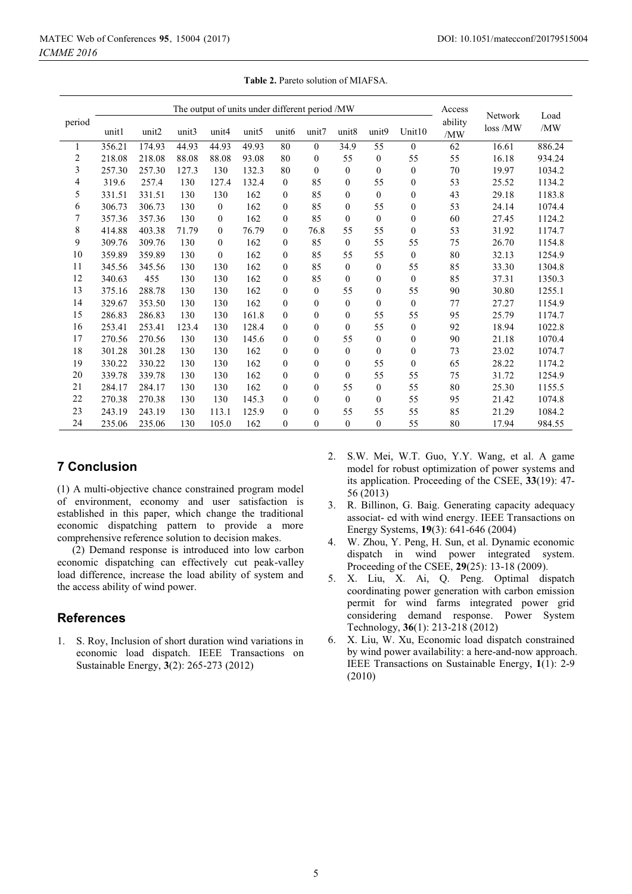**Table 2.** Pareto solution of MIAFSA.

| period | The output of units under different period /MW | | | | | | | | | | Access ability /MW | Network loss /MW | Load /MW |
|---|---|---|---|---|---|---|---|---|---|---|---|---|---|
| | unit1 | unit2 | unit3 | unit4 | unit5 | unit6 | unit7 | unit8 | unit9 | Unit10 | | | |
| 1 | 356.21 | 174.93 | 44.93 | 44.93 | 49.93 | 80 | 0 | 34.9 | 55 | 0 | 62 | 16.61 | 886.24 |
| 2 | 218.08 | 218.08 | 88.08 | 88.08 | 93.08 | 80 | 0 | 55 | 0 | 55 | 55 | 16.18 | 934.24 |
| 3 | 257.30 | 257.30 | 127.3 | 130 | 132.3 | 80 | 0 | 0 | 0 | 0 | 70 | 19.97 | 1034.2 |
| 4 | 319.6 | 257.4 | 130 | 127.4 | 132.4 | 0 | 85 | 0 | 55 | 0 | 53 | 25.52 | 1134.2 |
| 5 | 331.51 | 331.51 | 130 | 130 | 162 | 0 | 85 | 0 | 0 | 0 | 43 | 29.18 | 1183.8 |
| 6 | 306.73 | 306.73 | 130 | 0 | 162 | 0 | 85 | 0 | 55 | 0 | 53 | 24.14 | 1074.4 |
| 7 | 357.36 | 357.36 | 130 | 0 | 162 | 0 | 85 | 0 | 0 | 0 | 60 | 27.45 | 1124.2 |
| 8 | 414.88 | 403.38 | 71.79 | 0 | 76.79 | 0 | 76.8 | 55 | 55 | 0 | 53 | 31.92 | 1174.7 |
| 9 | 309.76 | 309.76 | 130 | 0 | 162 | 0 | 85 | 0 | 55 | 55 | 75 | 26.70 | 1154.8 |
| 10 | 359.89 | 359.89 | 130 | 0 | 162 | 0 | 85 | 55 | 55 | 0 | 80 | 32.13 | 1254.9 |
| 11 | 345.56 | 345.56 | 130 | 130 | 162 | 0 | 85 | 0 | 0 | 55 | 85 | 33.30 | 1304.8 |
| 12 | 340.63 | 455 | 130 | 130 | 162 | 0 | 85 | 0 | 0 | 0 | 85 | 37.31 | 1350.3 |
| 13 | 375.16 | 288.78 | 130 | 130 | 162 | 0 | 0 | 55 | 0 | 55 | 90 | 30.80 | 1255.1 |
| 14 | 329.67 | 353.50 | 130 | 130 | 162 | 0 | 0 | 0 | 0 | 0 | 77 | 27.27 | 1154.9 |
| 15 | 286.83 | 286.83 | 130 | 130 | 161.8 | 0 | 0 | 0 | 55 | 55 | 95 | 25.79 | 1174.7 |
| 16 | 253.41 | 253.41 | 123.4 | 130 | 128.4 | 0 | 0 | 0 | 55 | 0 | 92 | 18.94 | 1022.8 |
| 17 | 270.56 | 270.56 | 130 | 130 | 145.6 | 0 | 0 | 55 | 0 | 0 | 90 | 21.18 | 1070.4 |
| 18 | 301.28 | 301.28 | 130 | 130 | 162 | 0 | 0 | 0 | 0 | 0 | 73 | 23.02 | 1074.7 |
| 19 | 330.22 | 330.22 | 130 | 130 | 162 | 0 | 0 | 0 | 55 | 0 | 65 | 28.22 | 1174.2 |
| 20 | 339.78 | 339.78 | 130 | 130 | 162 | 0 | 0 | 0 | 55 | 55 | 75 | 31.72 | 1254.9 |
| 21 | 284.17 | 284.17 | 130 | 130 | 162 | 0 | 0 | 55 | 0 | 55 | 80 | 25.30 | 1155.5 |
| 22 | 270.38 | 270.38 | 130 | 130 | 145.3 | 0 | 0 | 0 | 0 | 55 | 95 | 21.42 | 1074.8 |
| 23 | 243.19 | 243.19 | 130 | 113.1 | 125.9 | 0 | 0 | 55 | 55 | 55 | 85 | 21.29 | 1084.2 |
| 24 | 235.06 | 235.06 | 130 | 105.0 | 162 | 0 | 0 | 0 | 0 | 55 | 80 | 17.94 | 984.55 |

## 7 Conclusion

(1) A multi-objective chance constrained program model of environment, economy and user satisfaction is established in this paper, which change the traditional economic dispatching pattern to provide a more comprehensive reference solution to decision makes.

(2) Demand response is introduced into low carbon economic dispatching can effectively cut peak-valley load difference, increase the load ability of system and the access ability of wind power.

## References

1. S. Roy, Inclusion of short duration wind variations in economic load dispatch. IEEE Transactions on Sustainable Energy, **3**(2): 265-273 (2012)
2. S.W. Mei, W.T. Guo, Y.Y. Wang, et al. A game model for robust optimization of power systems and its application. Proceeding of the CSEE, **33**(19): 47-56 (2013)
3. R. Billinon, G. Baig. Generating capacity adequacy associat- ed with wind energy. IEEE Transactions on Energy Systems, **19**(3): 641-646 (2004)
4. W. Zhou, Y. Peng, H. Sun, et al. Dynamic economic dispatch in wind power integrated system. Proceeding of the CSEE, **29**(25): 13-18 (2009).
5. X. Liu, X. Ai, Q. Peng. Optimal dispatch coordinating power generation with carbon emission permit for wind farms integrated power grid considering demand response. Power System Technology, **36**(1): 213-218 (2012)
6. X. Liu, W. Xu, Economic load dispatch constrained by wind power availability: a here-and-now approach. IEEE Transactions on Sustainable Energy, **1**(1): 2-9 (2010)